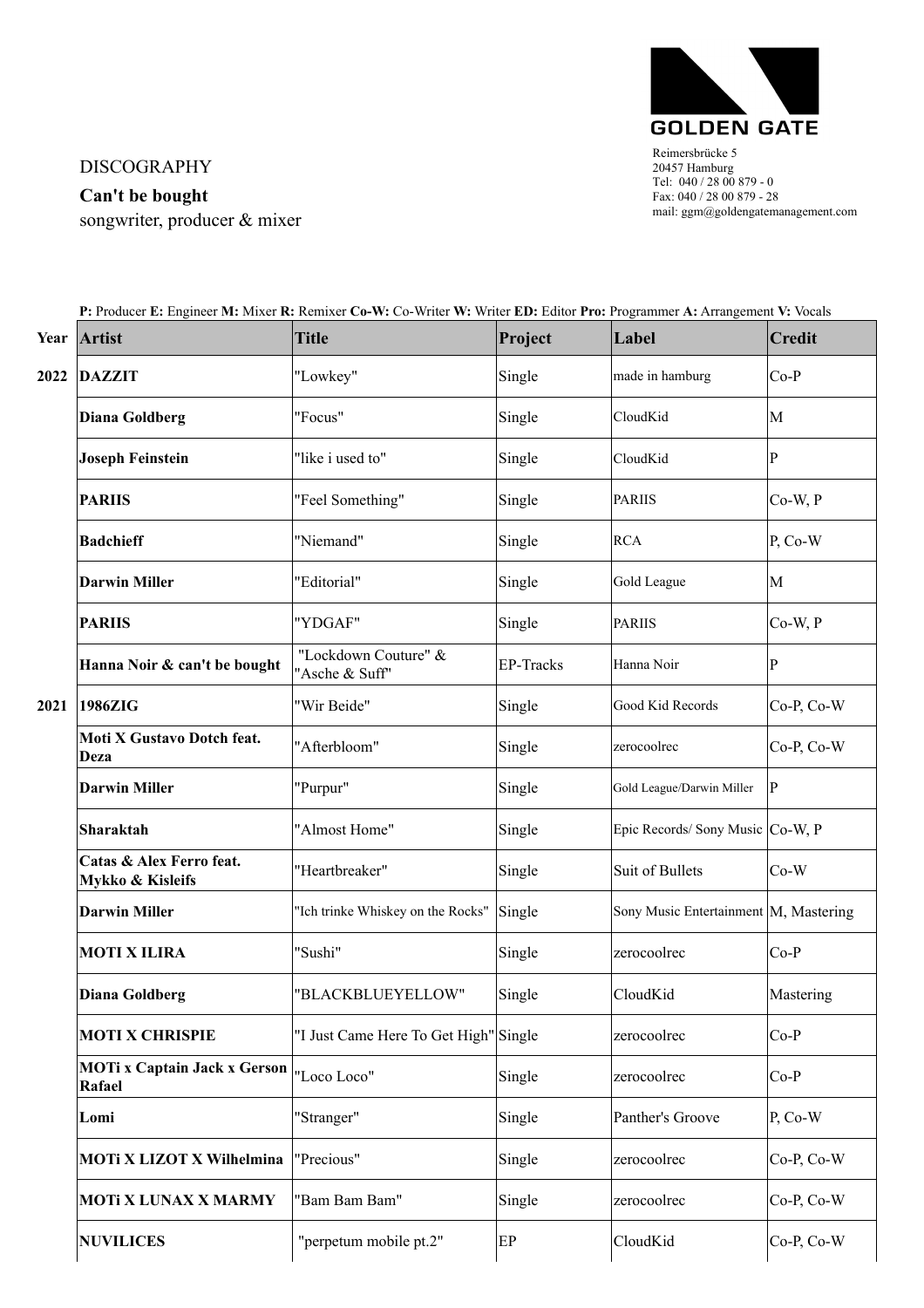GOLDEN GATE

Reimersbrücke 5
20457 Hamburg
Tel: 040 / 28 00 879 - 0
Fax: 040 / 28 00 879 - 28
mail: ggm@goldengatemanagement.com

DISCOGRAPHY

**Can't be bought**

songwriter, producer & mixer

**P:** Producer **E:** Engineer **M:** Mixer **R:** Remixer **Co-W:** Co-Writer **W:** Writer **ED:** Editor **Pro:** Programmer **A:** Arrangement **V:** Vocals

| Year | Artist | Title | Project | Label | Credit |
|---|---|---|---|---|---|
| 2022 | **DAZZIT** | "Lowkey" | Single | made in hamburg | Co-P |
| | **Diana Goldberg** | "Focus" | Single | CloudKid | M |
| | **Joseph Feinstein** | "like i used to" | Single | CloudKid | P |
| | **PARIIS** | "Feel Something" | Single | PARIIS | Co-W, P |
| | **Badchieff** | "Niemand" | Single | RCA | P, Co-W |
| | **Darwin Miller** | "Editorial" | Single | Gold League | M |
| | **PARIIS** | "YDGAF" | Single | PARIIS | Co-W, P |
| | **Hanna Noir & can't be bought** | "Lockdown Couture" & "Asche & Suff" | EP-Tracks | Hanna Noir | P |
| 2021 | **1986ZIG** | "Wir Beide" | Single | Good Kid Records | Co-P, Co-W |
| | **Moti X Gustavo Dotch feat. Deza** | "Afterbloom" | Single | zerocoolrec | Co-P, Co-W |
| | **Darwin Miller** | "Purpur" | Single | Gold League/Darwin Miller | P |
| | **Sharaktah** | "Almost Home" | Single | Epic Records/ Sony Music | Co-W, P |
| | **Catas & Alex Ferro feat. Mykko & Kisleifs** | "Heartbreaker" | Single | Suit of Bullets | Co-W |
| | **Darwin Miller** | "Ich trinke Whiskey on the Rocks" | Single | Sony Music Entertainment | M, Mastering |
| | **MOTI X ILIRA** | "Sushi" | Single | zerocoolrec | Co-P |
| | **Diana Goldberg** | "BLACKBLUEYELLOW" | Single | CloudKid | Mastering |
| | **MOTI X CHRISPIE** | "I Just Came Here To Get High" | Single | zerocoolrec | Co-P |
| | **MOTi x Captain Jack x Gerson Rafael** | "Loco Loco" | Single | zerocoolrec | Co-P |
| | **Lomi** | "Stranger" | Single | Panther's Groove | P, Co-W |
| | **MOTi X LIZOT X Wilhelmina** | "Precious" | Single | zerocoolrec | Co-P, Co-W |
| | **MOTi X LUNAX X MARMY** | "Bam Bam Bam" | Single | zerocoolrec | Co-P, Co-W |
| | **NUVILICES** | "perpetum mobile pt.2" | EP | CloudKid | Co-P, Co-W |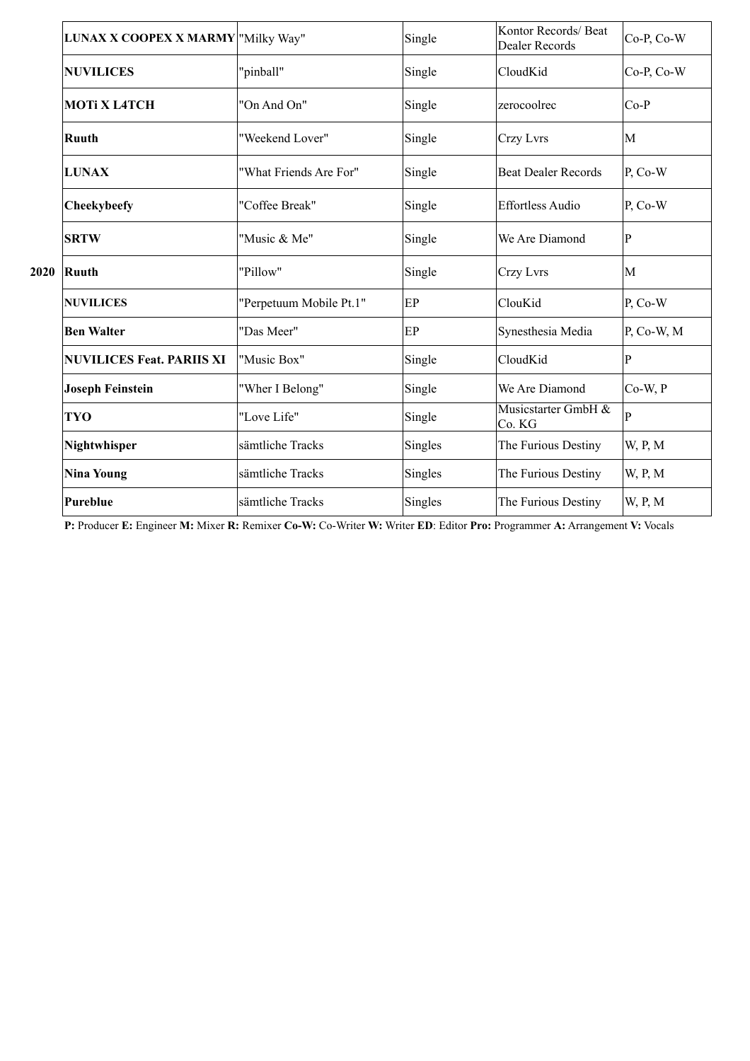| | | | | | |
|---|---|---|---|---|---|
| | **LUNAX X COOPEX X MARMY** | "Milky Way" | Single | Kontor Records/ Beat Dealer Records | Co-P, Co-W |
| | **NUVILICES** | "pinball" | Single | CloudKid | Co-P, Co-W |
| | **MOTi X L4TCH** | "On And On" | Single | zerocoolrec | Co-P |
| | **Ruuth** | "Weekend Lover" | Single | Crzy Lvrs | M |
| | **LUNAX** | "What Friends Are For" | Single | Beat Dealer Records | P, Co-W |
| | **Cheekybeefy** | "Coffee Break" | Single | Effortless Audio | P, Co-W |
| | **SRTW** | "Music & Me" | Single | We Are Diamond | P |
| **2020** | **Ruuth** | "Pillow" | Single | Crzy Lvrs | M |
| | **NUVILICES** | "Perpetuum Mobile Pt.1" | EP | ClouKid | P, Co-W |
| | **Ben Walter** | "Das Meer" | EP | Synesthesia Media | P, Co-W, M |
| | **NUVILICES Feat. PARIIS XI** | "Music Box" | Single | CloudKid | P |
| | **Joseph Feinstein** | "Wher I Belong" | Single | We Are Diamond | Co-W, P |
| | **TYO** | "Love Life" | Single | Musicstarter GmbH & Co. KG | P |
| | **Nightwhisper** | sämtliche Tracks | Singles | The Furious Destiny | W, P, M |
| | **Nina Young** | sämtliche Tracks | Singles | The Furious Destiny | W, P, M |
| | **Pureblue** | sämtliche Tracks | Singles | The Furious Destiny | W, P, M |

**P:** Producer **E:** Engineer **M:** Mixer **R:** Remixer **Co-W:** Co-Writer **W:** Writer **ED**: Editor **Pro:** Programmer **A:** Arrangement **V:** Vocals